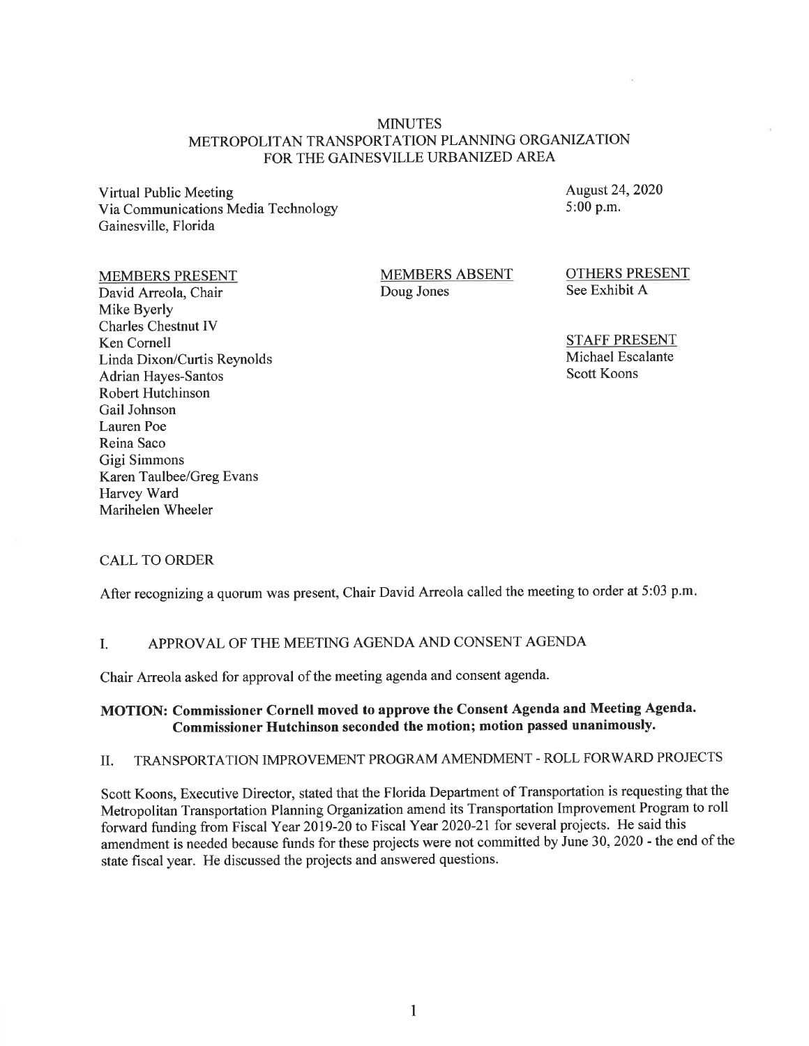# MINUTES
# METROPOLITAN TRANSPORTATION PLANNING ORGANIZATION
# FOR THE GAINESVILLE URBANIZED AREA

Virtual Public Meeting
Via Communications Media Technology
Gainesville, Florida

August 24, 2020
5:00 p.m.

MEMBERS PRESENT
David Arreola, Chair
Mike Byerly
Charles Chestnut IV
Ken Cornell
Linda Dixon/Curtis Reynolds
Adrian Hayes-Santos
Robert Hutchinson
Gail Johnson
Lauren Poe
Reina Saco
Gigi Simmons
Karen Taulbee/Greg Evans
Harvey Ward
Marihelen Wheeler

MEMBERS ABSENT
Doug Jones

OTHERS PRESENT
See Exhibit A

STAFF PRESENT
Michael Escalante
Scott Koons

## CALL TO ORDER

After recognizing a quorum was present, Chair David Arreola called the meeting to order at 5:03 p.m.

## I. APPROVAL OF THE MEETING AGENDA AND CONSENT AGENDA

Chair Arreola asked for approval of the meeting agenda and consent agenda.

**MOTION: Commissioner Cornell moved to approve the Consent Agenda and Meeting Agenda. Commissioner Hutchinson seconded the motion; motion passed unanimously.**

## II. TRANSPORTATION IMPROVEMENT PROGRAM AMENDMENT - ROLL FORWARD PROJECTS

Scott Koons, Executive Director, stated that the Florida Department of Transportation is requesting that the Metropolitan Transportation Planning Organization amend its Transportation Improvement Program to roll forward funding from Fiscal Year 2019-20 to Fiscal Year 2020-21 for several projects. He said this amendment is needed because funds for these projects were not committed by June 30, 2020 - the end of the state fiscal year. He discussed the projects and answered questions.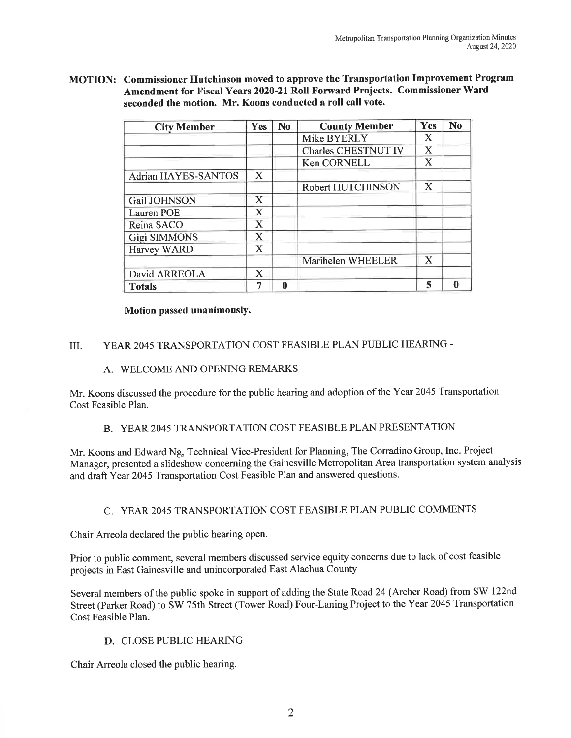**MOTION: Commissioner Hutchinson moved to approve the Transportation Improvement Program Amendment for Fiscal Years 2020-21 Roll Forward Projects. Commissioner Ward seconded the motion. Mr. Koons conducted a roll call vote.**

| City Member | Yes | No | County Member | Yes | No |
|---|---|---|---|---|---|
| | | | Mike BYERLY | X | |
| | | | Charles CHESTNUT IV | X | |
| | | | Ken CORNELL | X | |
| Adrian HAYES-SANTOS | X | | | | |
| | | | Robert HUTCHINSON | X | |
| Gail JOHNSON | X | | | | |
| Lauren POE | X | | | | |
| Reina SACO | X | | | | |
| Gigi SIMMONS | X | | | | |
| Harvey WARD | X | | | | |
| | | | Marihelen WHEELER | X | |
| David ARREOLA | X | | | | |
| **Totals** | 7 | 0 | | 5 | 0 |

**Motion passed unanimously.**

## III. YEAR 2045 TRANSPORTATION COST FEASIBLE PLAN PUBLIC HEARING -

### A. WELCOME AND OPENING REMARKS

Mr. Koons discussed the procedure for the public hearing and adoption of the Year 2045 Transportation Cost Feasible Plan.

### B. YEAR 2045 TRANSPORTATION COST FEASIBLE PLAN PRESENTATION

Mr. Koons and Edward Ng, Technical Vice-President for Planning, The Corradino Group, Inc. Project Manager, presented a slideshow concerning the Gainesville Metropolitan Area transportation system analysis and draft Year 2045 Transportation Cost Feasible Plan and answered questions.

### C. YEAR 2045 TRANSPORTATION COST FEASIBLE PLAN PUBLIC COMMENTS

Chair Arreola declared the public hearing open.

Prior to public comment, several members discussed service equity concerns due to lack of cost feasible projects in East Gainesville and unincorporated East Alachua County

Several members of the public spoke in support of adding the State Road 24 (Archer Road) from SW 122nd Street (Parker Road) to SW 75th Street (Tower Road) Four-Laning Project to the Year 2045 Transportation Cost Feasible Plan.

### D. CLOSE PUBLIC HEARING

Chair Arreola closed the public hearing.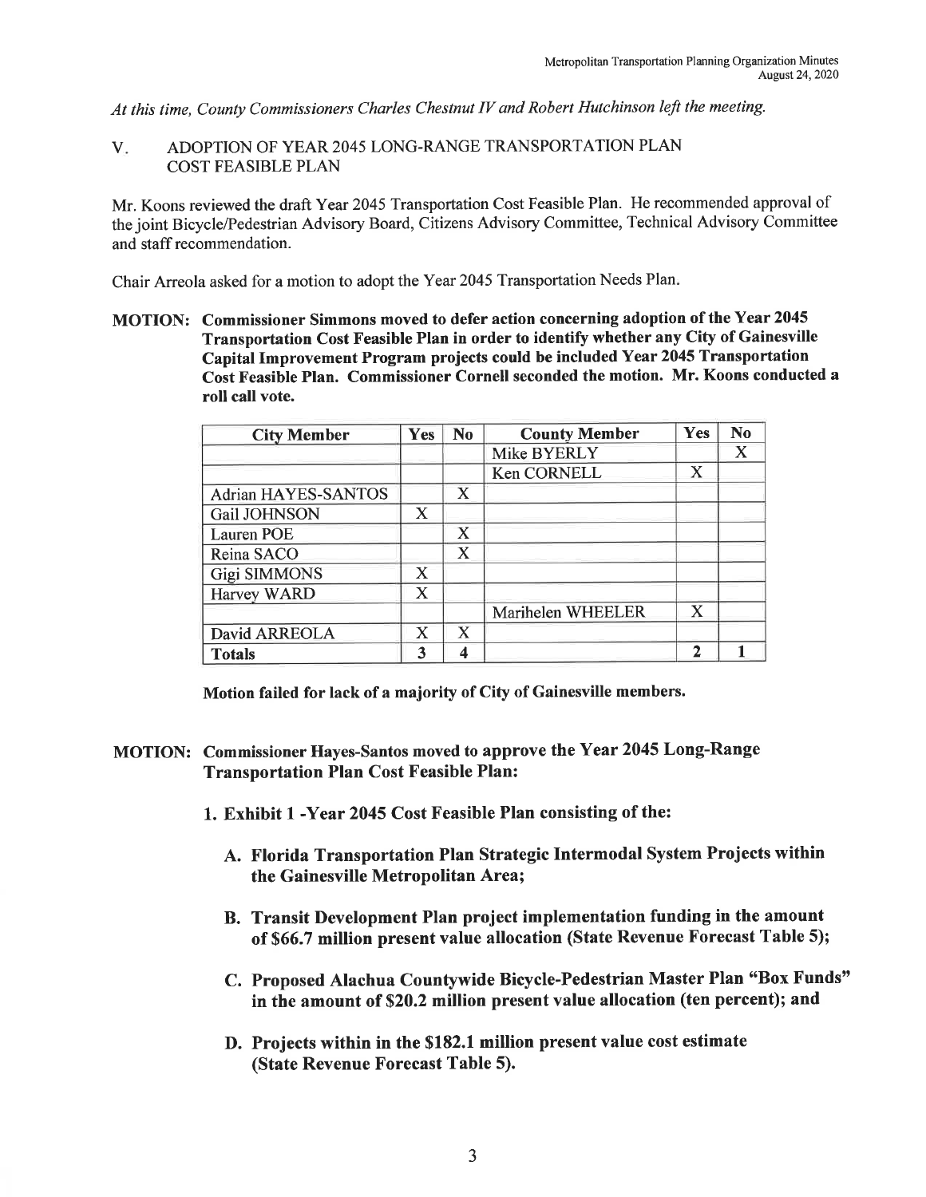*At this time, County Commissioners Charles Chestnut IV and Robert Hutchinson left the meeting.*

## V. ADOPTION OF YEAR 2045 LONG-RANGE TRANSPORTATION PLAN COST FEASIBLE PLAN

Mr. Koons reviewed the draft Year 2045 Transportation Cost Feasible Plan. He recommended approval of the joint Bicycle/Pedestrian Advisory Board, Citizens Advisory Committee, Technical Advisory Committee and staff recommendation.

Chair Arreola asked for a motion to adopt the Year 2045 Transportation Needs Plan.

**MOTION: Commissioner Simmons moved to defer action concerning adoption of the Year 2045 Transportation Cost Feasible Plan in order to identify whether any City of Gainesville Capital Improvement Program projects could be included Year 2045 Transportation Cost Feasible Plan. Commissioner Cornell seconded the motion. Mr. Koons conducted a roll call vote.**

| City Member | Yes | No | County Member | Yes | No |
|---|---|---|---|---|---|
| | | | Mike BYERLY | | X |
| | | | Ken CORNELL | X | |
| Adrian HAYES-SANTOS | | X | | | |
| Gail JOHNSON | X | | | | |
| Lauren POE | | X | | | |
| Reina SACO | | X | | | |
| Gigi SIMMONS | X | | | | |
| Harvey WARD | X | | | | |
| | | | Marihelen WHEELER | X | |
| David ARREOLA | X | X | | | |
| **Totals** | **3** | **4** | | **2** | **1** |

**Motion failed for lack of a majority of City of Gainesville members.**

**MOTION: Commissioner Hayes-Santos moved to approve the Year 2045 Long-Range Transportation Plan Cost Feasible Plan:**

**1. Exhibit 1 -Year 2045 Cost Feasible Plan consisting of the:**

**A. Florida Transportation Plan Strategic Intermodal System Projects within the Gainesville Metropolitan Area;**

**B. Transit Development Plan project implementation funding in the amount of $66.7 million present value allocation (State Revenue Forecast Table 5);**

**C. Proposed Alachua Countywide Bicycle-Pedestrian Master Plan "Box Funds" in the amount of $20.2 million present value allocation (ten percent); and**

**D. Projects within in the $182.1 million present value cost estimate (State Revenue Forecast Table 5).**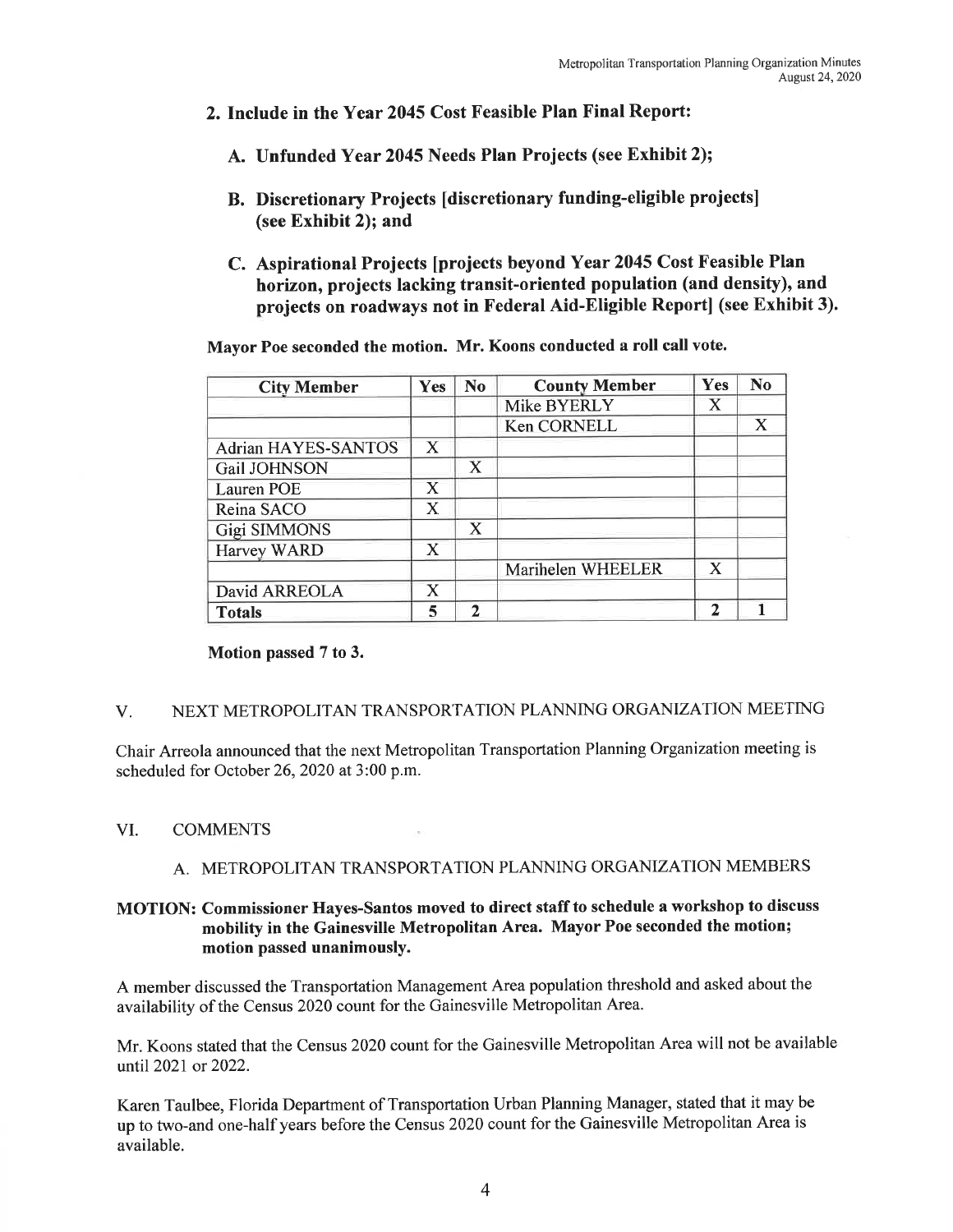**2. Include in the Year 2045 Cost Feasible Plan Final Report:**

**A. Unfunded Year 2045 Needs Plan Projects (see Exhibit 2);**

**B. Discretionary Projects [discretionary funding-eligible projects] (see Exhibit 2); and**

**C. Aspirational Projects [projects beyond Year 2045 Cost Feasible Plan horizon, projects lacking transit-oriented population (and density), and projects on roadways not in Federal Aid-Eligible Report] (see Exhibit 3).**

**Mayor Poe seconded the motion. Mr. Koons conducted a roll call vote.**

| City Member | Yes | No | County Member | Yes | No |
|---|---|---|---|---|---|
| | | | Mike BYERLY | X | |
| | | | Ken CORNELL | | X |
| Adrian HAYES-SANTOS | X | | | | |
| Gail JOHNSON | | X | | | |
| Lauren POE | X | | | | |
| Reina SACO | X | | | | |
| Gigi SIMMONS | | X | | | |
| Harvey WARD | X | | | | |
| | | | Marihelen WHEELER | X | |
| David ARREOLA | X | | | | |
| **Totals** | **5** | **2** | | **2** | **1** |

**Motion passed 7 to 3.**

## V. NEXT METROPOLITAN TRANSPORTATION PLANNING ORGANIZATION MEETING

Chair Arreola announced that the next Metropolitan Transportation Planning Organization meeting is scheduled for October 26, 2020 at 3:00 p.m.

## VI. COMMENTS

### A. METROPOLITAN TRANSPORTATION PLANNING ORGANIZATION MEMBERS

**MOTION: Commissioner Hayes-Santos moved to direct staff to schedule a workshop to discuss mobility in the Gainesville Metropolitan Area. Mayor Poe seconded the motion; motion passed unanimously.**

A member discussed the Transportation Management Area population threshold and asked about the availability of the Census 2020 count for the Gainesville Metropolitan Area.

Mr. Koons stated that the Census 2020 count for the Gainesville Metropolitan Area will not be available until 2021 or 2022.

Karen Taulbee, Florida Department of Transportation Urban Planning Manager, stated that it may be up to two-and one-half years before the Census 2020 count for the Gainesville Metropolitan Area is available.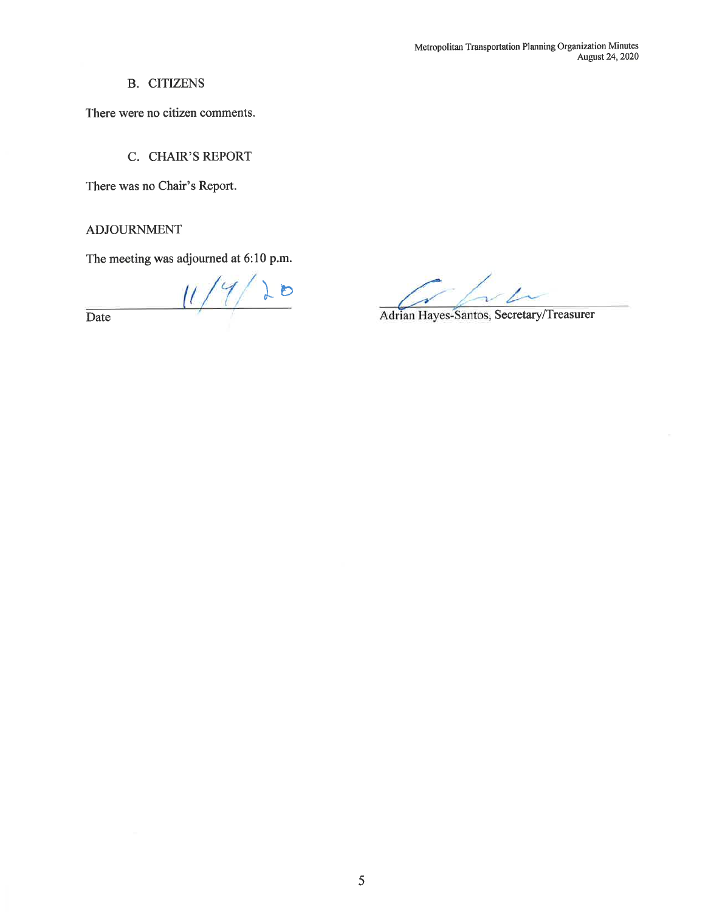## B. CITIZENS

There were no citizen comments.

## C. CHAIR'S REPORT

There was no Chair's Report.

## ADJOURNMENT

The meeting was adjourned at 6:10 p.m.

11/4/20
Date

Adrian Hayes-Santos, Secretary/Treasurer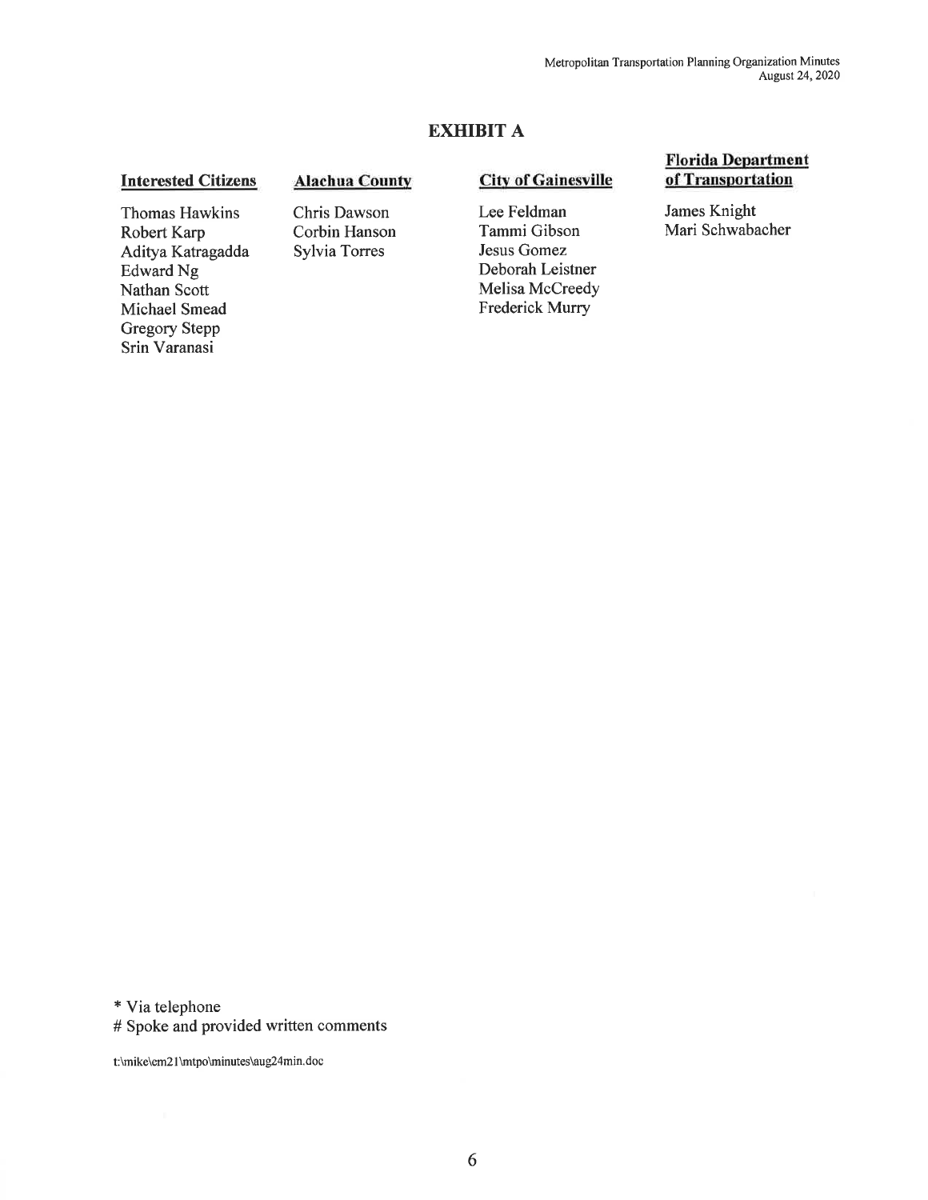# EXHIBIT A

| Interested Citizens | Alachua County | City of Gainesville | Florida Department of Transportation |
|---|---|---|---|
| Thomas Hawkins | Chris Dawson | Lee Feldman | James Knight |
| Robert Karp | Corbin Hanson | Tammi Gibson | Mari Schwabacher |
| Aditya Katragadda | Sylvia Torres | Jesus Gomez | |
| Edward Ng | | Deborah Leistner | |
| Nathan Scott | | Melisa McCreedy | |
| Michael Smead | | Frederick Murry | |
| Gregory Stepp | | | |
| Srin Varanasi | | | |

\* Via telephone
# Spoke and provided written comments

t:\mike\cm21\mtpo\minutes\aug24min.doc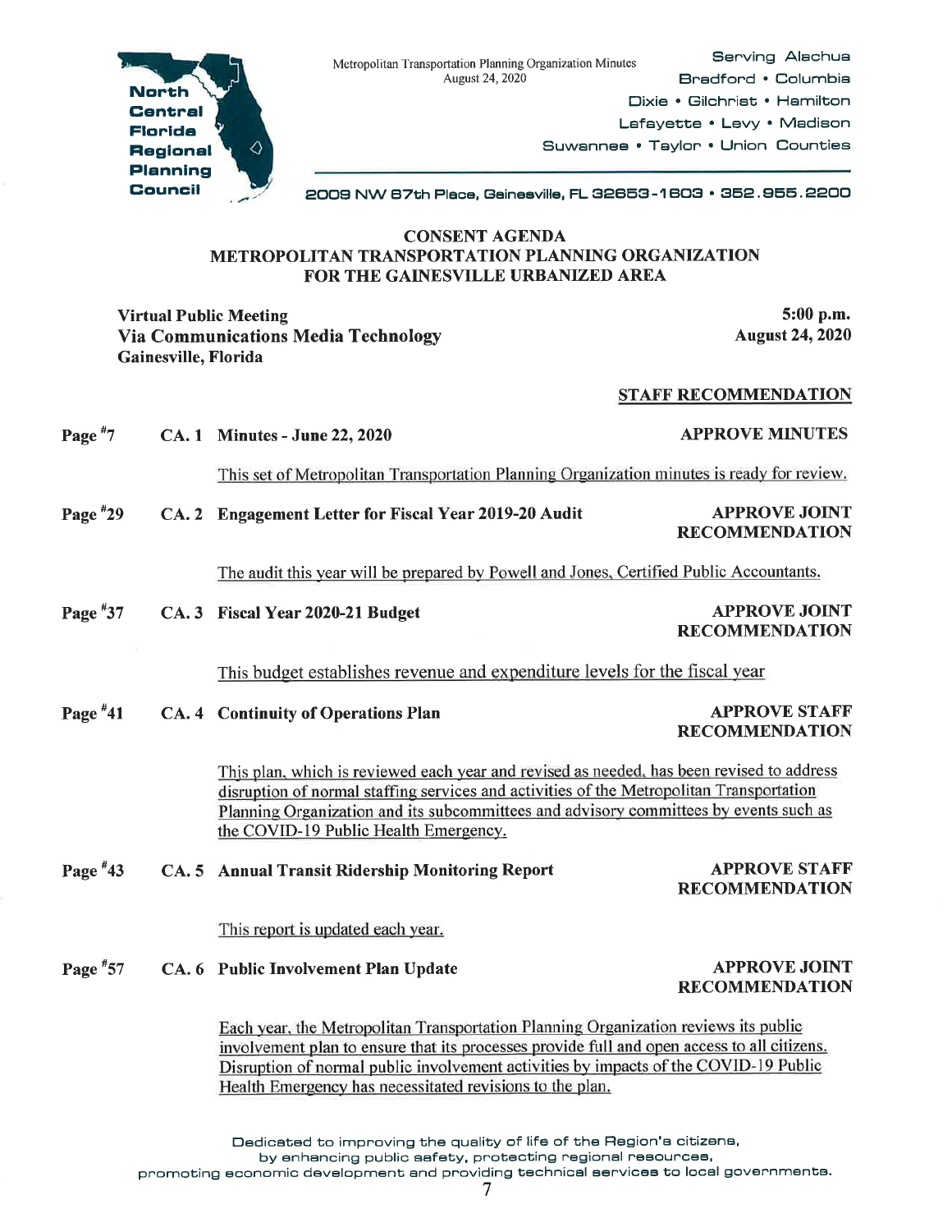**North Central Florida Regional Planning Council**

Serving Alachua
Bradford • Columbia
Dixie • Gilchrist • Hamilton
Lafayette • Levy • Madison
Suwannee • Taylor • Union Counties

2009 NW 67th Place, Gainesville, FL 32653-1603 • 352.955.2200

## CONSENT AGENDA
## METROPOLITAN TRANSPORTATION PLANNING ORGANIZATION FOR THE GAINESVILLE URBANIZED AREA

**Virtual Public Meeting**
**Via Communications Media Technology**
**Gainesville, Florida**

**5:00 p.m.**
**August 24, 2020**

**STAFF RECOMMENDATION**

**Page #7 CA. 1 Minutes - June 22, 2020** — **APPROVE MINUTES**

This set of Metropolitan Transportation Planning Organization minutes is ready for review.

**Page #29 CA. 2 Engagement Letter for Fiscal Year 2019-20 Audit** — **APPROVE JOINT RECOMMENDATION**

The audit this year will be prepared by Powell and Jones, Certified Public Accountants.

**Page #37 CA. 3 Fiscal Year 2020-21 Budget** — **APPROVE JOINT RECOMMENDATION**

This budget establishes revenue and expenditure levels for the fiscal year

**Page #41 CA. 4 Continuity of Operations Plan** — **APPROVE STAFF RECOMMENDATION**

This plan, which is reviewed each year and revised as needed, has been revised to address disruption of normal staffing services and activities of the Metropolitan Transportation Planning Organization and its subcommittees and advisory committees by events such as the COVID-19 Public Health Emergency.

**Page #43 CA. 5 Annual Transit Ridership Monitoring Report** — **APPROVE STAFF RECOMMENDATION**

This report is updated each year.

**Page #57 CA. 6 Public Involvement Plan Update** — **APPROVE JOINT RECOMMENDATION**

Each year, the Metropolitan Transportation Planning Organization reviews its public involvement plan to ensure that its processes provide full and open access to all citizens. Disruption of normal public involvement activities by impacts of the COVID-19 Public Health Emergency has necessitated revisions to the plan.

Dedicated to improving the quality of life of the Region's citizens, by enhancing public safety, protecting regional resources, promoting economic development and providing technical services to local governments.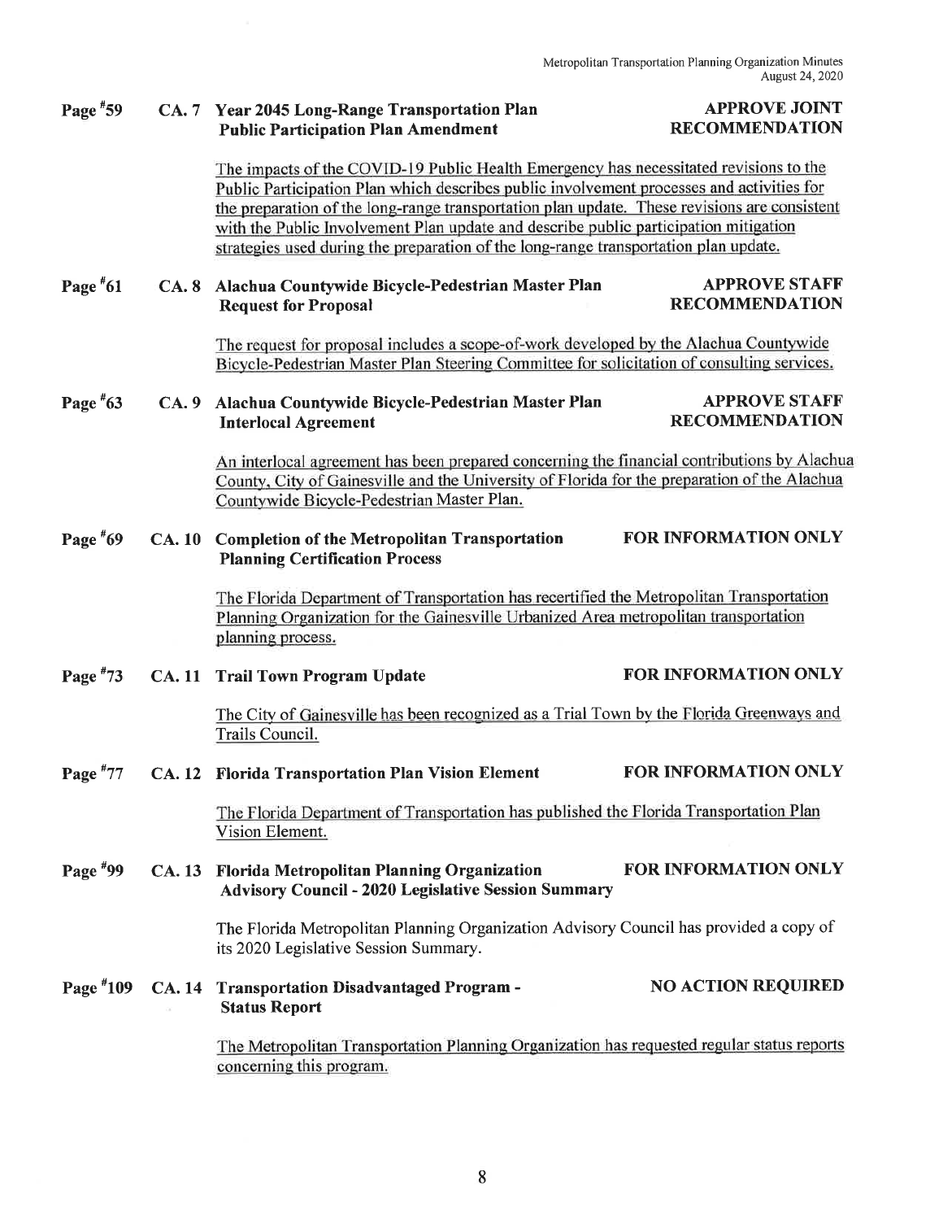**Page #59 CA. 7 Year 2045 Long-Range Transportation Plan Public Participation Plan Amendment** — **APPROVE JOINT RECOMMENDATION**

The impacts of the COVID-19 Public Health Emergency has necessitated revisions to the Public Participation Plan which describes public involvement processes and activities for the preparation of the long-range transportation plan update. These revisions are consistent with the Public Involvement Plan update and describe public participation mitigation strategies used during the preparation of the long-range transportation plan update.

**Page #61 CA. 8 Alachua Countywide Bicycle-Pedestrian Master Plan Request for Proposal** — **APPROVE STAFF RECOMMENDATION**

The request for proposal includes a scope-of-work developed by the Alachua Countywide Bicycle-Pedestrian Master Plan Steering Committee for solicitation of consulting services.

**Page #63 CA. 9 Alachua Countywide Bicycle-Pedestrian Master Plan Interlocal Agreement** — **APPROVE STAFF RECOMMENDATION**

An interlocal agreement has been prepared concerning the financial contributions by Alachua County, City of Gainesville and the University of Florida for the preparation of the Alachua Countywide Bicycle-Pedestrian Master Plan.

**Page #69 CA. 10 Completion of the Metropolitan Transportation Planning Certification Process** — **FOR INFORMATION ONLY**

The Florida Department of Transportation has recertified the Metropolitan Transportation Planning Organization for the Gainesville Urbanized Area metropolitan transportation planning process.

**Page #73 CA. 11 Trail Town Program Update** — **FOR INFORMATION ONLY**

The City of Gainesville has been recognized as a Trial Town by the Florida Greenways and Trails Council.

**Page #77 CA. 12 Florida Transportation Plan Vision Element** — **FOR INFORMATION ONLY**

The Florida Department of Transportation has published the Florida Transportation Plan Vision Element.

**Page #99 CA. 13 Florida Metropolitan Planning Organization Advisory Council - 2020 Legislative Session Summary** — **FOR INFORMATION ONLY**

The Florida Metropolitan Planning Organization Advisory Council has provided a copy of its 2020 Legislative Session Summary.

**Page #109 CA. 14 Transportation Disadvantaged Program - Status Report** — **NO ACTION REQUIRED**

The Metropolitan Transportation Planning Organization has requested regular status reports concerning this program.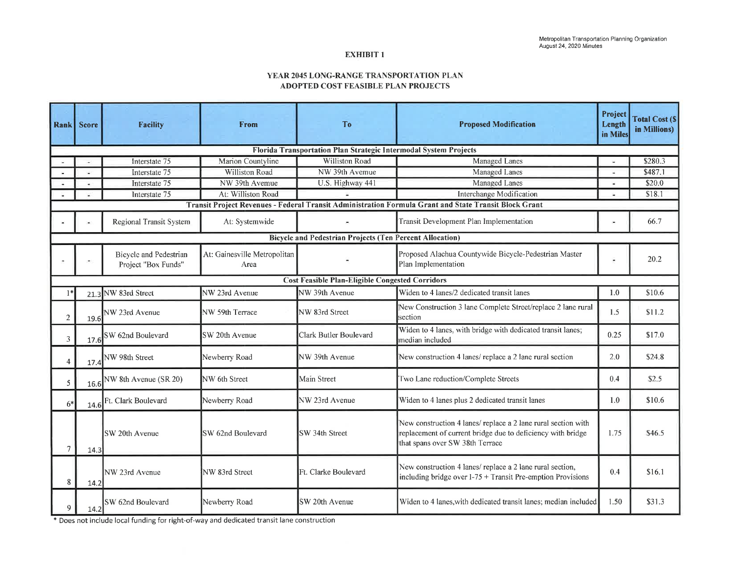## EXHIBIT 1

## YEAR 2045 LONG-RANGE TRANSPORTATION PLAN
## ADOPTED COST FEASIBLE PLAN PROJECTS

| Rank | Score | Facility | From | To | Proposed Modification | Project Length in Miles | Total Cost ($ in Millions) |
|---|---|---|---|---|---|---|---|
| **Florida Transportation Plan Strategic Intermodal System Projects** | | | | | | | |
| - | - | Interstate 75 | Marion Countyline | Williston Road | Managed Lanes | - | $280.3 |
| - | - | Interstate 75 | Williston Road | NW 39th Avenue | Managed Lanes | - | $487.1 |
| - | - | Interstate 75 | NW 39th Avenue | U.S. Highway 441 | Managed Lanes | - | $20.0 |
| - | - | Interstate 75 | At: Williston Road | - | Interchange Modification | - | $18.1 |
| **Transit Project Revenues - Federal Transit Administration Formula Grant and State Transit Block Grant** | | | | | | | |
| - | - | Regional Transit System | At: Systemwide | - | Transit Development Plan Implementation | - | 66.7 |
| **Bicycle and Pedestrian Projects (Ten Percent Allocation)** | | | | | | | |
| - | - | Bicycle and Pedestrian Project "Box Funds" | At: Gainesville Metropolitan Area | - | Proposed Alachua Countywide Bicycle-Pedestrian Master Plan Implementation | - | 20.2 |
| **Cost Feasible Plan-Eligible Congested Corridors** | | | | | | | |
| 1* | 21.3 | NW 83rd Street | NW 23rd Avenue | NW 39th Avenue | Widen to 4 lanes/2 dedicated transit lanes | 1.0 | $10.6 |
| 2 | 19.6 | NW 23rd Avenue | NW 59th Terrace | NW 83rd Street | New Construction 3 lane Complete Street/replace 2 lane rural section | 1.5 | $11.2 |
| 3 | 17.6 | SW 62nd Boulevard | SW 20th Avenue | Clark Butler Boulevard | Widen to 4 lanes, with bridge with dedicated transit lanes; median included | 0.25 | $17.0 |
| 4 | 17.4 | NW 98th Street | Newberry Road | NW 39th Avenue | New construction 4 lanes/ replace a 2 lane rural section | 2.0 | $24.8 |
| 5 | 16.6 | NW 8th Avenue (SR 20) | NW 6th Street | Main Street | Two Lane reduction/Complete Streets | 0.4 | $2.5 |
| 6* | 14.6 | Ft. Clark Boulevard | Newberry Road | NW 23rd Avenue | Widen to 4 lanes plus 2 dedicated transit lanes | 1.0 | $10.6 |
| 7 | 14.3 | SW 20th Avenue | SW 62nd Boulevard | SW 34th Street | New construction 4 lanes/ replace a 2 lane rural section with replacement of current bridge due to deficiency with bridge that spans over SW 38th Terrace | 1.75 | $46.5 |
| 8 | 14.2 | NW 23rd Avenue | NW 83rd Street | Ft. Clarke Boulevard | New construction 4 lanes/ replace a 2 lane rural section, including bridge over I-75 + Transit Pre-emption Provisions | 0.4 | $16.1 |
| 9 | 14.2 | SW 62nd Boulevard | Newberry Road | SW 20th Avenue | Widen to 4 lanes,with dedicated transit lanes; median included | 1.50 | $31.3 |

* Does not include local funding for right-of-way and dedicated transit lane construction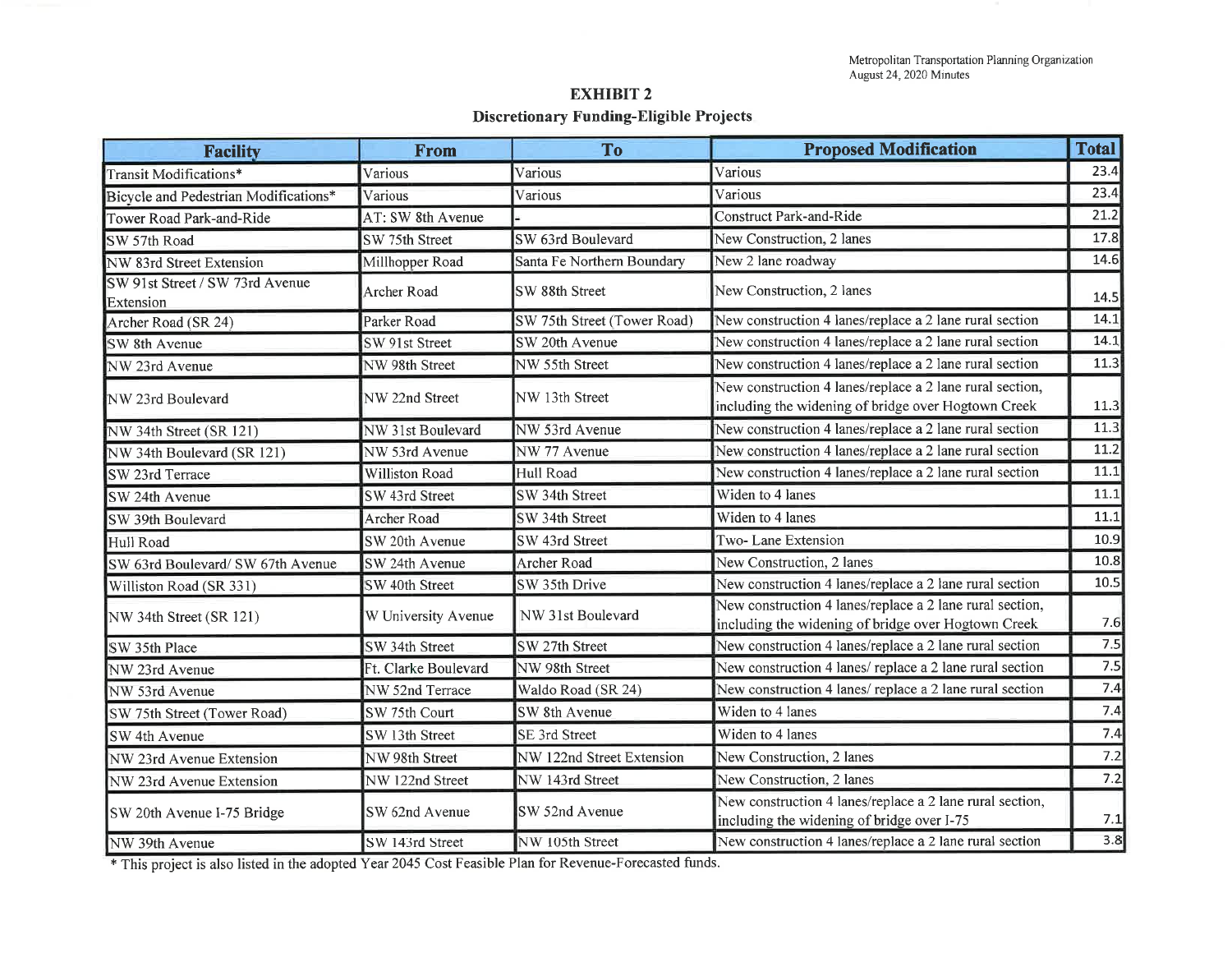# EXHIBIT 2

## Discretionary Funding-Eligible Projects

| Facility | From | To | Proposed Modification | Total |
|---|---|---|---|---|
| Transit Modifications* | Various | Various | Various | 23.4 |
| Bicycle and Pedestrian Modifications* | Various | Various | Various | 23.4 |
| Tower Road Park-and-Ride | AT: SW 8th Avenue | - | Construct Park-and-Ride | 21.2 |
| SW 57th Road | SW 75th Street | SW 63rd Boulevard | New Construction, 2 lanes | 17.8 |
| NW 83rd Street Extension | Millhopper Road | Santa Fe Northern Boundary | New 2 lane roadway | 14.6 |
| SW 91st Street / SW 73rd Avenue Extension | Archer Road | SW 88th Street | New Construction, 2 lanes | 14.5 |
| Archer Road (SR 24) | Parker Road | SW 75th Street (Tower Road) | New construction 4 lanes/replace a 2 lane rural section | 14.1 |
| SW 8th Avenue | SW 91st Street | SW 20th Avenue | New construction 4 lanes/replace a 2 lane rural section | 14.1 |
| NW 23rd Avenue | NW 98th Street | NW 55th Street | New construction 4 lanes/replace a 2 lane rural section | 11.3 |
| NW 23rd Boulevard | NW 22nd Street | NW 13th Street | New construction 4 lanes/replace a 2 lane rural section, including the widening of bridge over Hogtown Creek | 11.3 |
| NW 34th Street (SR 121) | NW 31st Boulevard | NW 53rd Avenue | New construction 4 lanes/replace a 2 lane rural section | 11.3 |
| NW 34th Boulevard (SR 121) | NW 53rd Avenue | NW 77 Avenue | New construction 4 lanes/replace a 2 lane rural section | 11.2 |
| SW 23rd Terrace | Williston Road | Hull Road | New construction 4 lanes/replace a 2 lane rural section | 11.1 |
| SW 24th Avenue | SW 43rd Street | SW 34th Street | Widen to 4 lanes | 11.1 |
| SW 39th Boulevard | Archer Road | SW 34th Street | Widen to 4 lanes | 11.1 |
| Hull Road | SW 20th Avenue | SW 43rd Street | Two- Lane Extension | 10.9 |
| SW 63rd Boulevard/ SW 67th Avenue | SW 24th Avenue | Archer Road | New Construction, 2 lanes | 10.8 |
| Williston Road (SR 331) | SW 40th Street | SW 35th Drive | New construction 4 lanes/replace a 2 lane rural section | 10.5 |
| NW 34th Street (SR 121) | W University Avenue | NW 31st Boulevard | New construction 4 lanes/replace a 2 lane rural section, including the widening of bridge over Hogtown Creek | 7.6 |
| SW 35th Place | SW 34th Street | SW 27th Street | New construction 4 lanes/replace a 2 lane rural section | 7.5 |
| NW 23rd Avenue | Ft. Clarke Boulevard | NW 98th Street | New construction 4 lanes/ replace a 2 lane rural section | 7.5 |
| NW 53rd Avenue | NW 52nd Terrace | Waldo Road (SR 24) | New construction 4 lanes/ replace a 2 lane rural section | 7.4 |
| SW 75th Street (Tower Road) | SW 75th Court | SW 8th Avenue | Widen to 4 lanes | 7.4 |
| SW 4th Avenue | SW 13th Street | SE 3rd Street | Widen to 4 lanes | 7.4 |
| NW 23rd Avenue Extension | NW 98th Street | NW 122nd Street Extension | New Construction, 2 lanes | 7.2 |
| NW 23rd Avenue Extension | NW 122nd Street | NW 143rd Street | New Construction, 2 lanes | 7.2 |
| SW 20th Avenue I-75 Bridge | SW 62nd Avenue | SW 52nd Avenue | New construction 4 lanes/replace a 2 lane rural section, including the widening of bridge over I-75 | 7.1 |
| NW 39th Avenue | SW 143rd Street | NW 105th Street | New construction 4 lanes/replace a 2 lane rural section | 3.8 |

\* This project is also listed in the adopted Year 2045 Cost Feasible Plan for Revenue-Forecasted funds.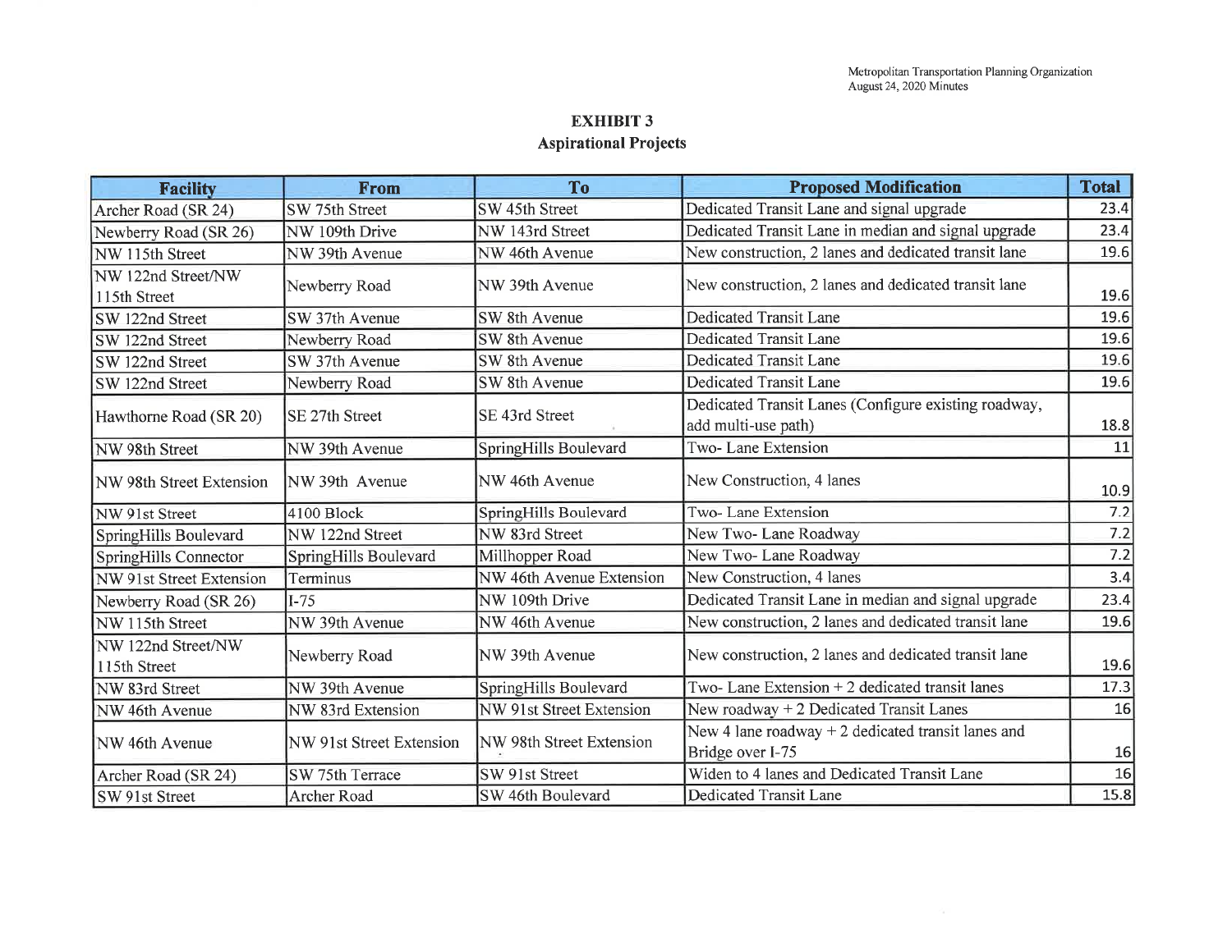## EXHIBIT 3
## Aspirational Projects

| Facility | From | To | Proposed Modification | Total |
|---|---|---|---|---|
| Archer Road (SR 24) | SW 75th Street | SW 45th Street | Dedicated Transit Lane and signal upgrade | 23.4 |
| Newberry Road (SR 26) | NW 109th Drive | NW 143rd Street | Dedicated Transit Lane in median and signal upgrade | 23.4 |
| NW 115th Street | NW 39th Avenue | NW 46th Avenue | New construction, 2 lanes and dedicated transit lane | 19.6 |
| NW 122nd Street/NW 115th Street | Newberry Road | NW 39th Avenue | New construction, 2 lanes and dedicated transit lane | 19.6 |
| SW 122nd Street | SW 37th Avenue | SW 8th Avenue | Dedicated Transit Lane | 19.6 |
| SW 122nd Street | Newberry Road | SW 8th Avenue | Dedicated Transit Lane | 19.6 |
| SW 122nd Street | SW 37th Avenue | SW 8th Avenue | Dedicated Transit Lane | 19.6 |
| SW 122nd Street | Newberry Road | SW 8th Avenue | Dedicated Transit Lane | 19.6 |
| Hawthorne Road (SR 20) | SE 27th Street | SE 43rd Street | Dedicated Transit Lanes (Configure existing roadway, add multi-use path) | 18.8 |
| NW 98th Street | NW 39th Avenue | SpringHills Boulevard | Two- Lane Extension | 11 |
| NW 98th Street Extension | NW 39th Avenue | NW 46th Avenue | New Construction, 4 lanes | 10.9 |
| NW 91st Street | 4100 Block | SpringHills Boulevard | Two- Lane Extension | 7.2 |
| SpringHills Boulevard | NW 122nd Street | NW 83rd Street | New Two- Lane Roadway | 7.2 |
| SpringHills Connector | SpringHills Boulevard | Millhopper Road | New Two- Lane Roadway | 7.2 |
| NW 91st Street Extension | Terminus | NW 46th Avenue Extension | New Construction, 4 lanes | 3.4 |
| Newberry Road (SR 26) | I-75 | NW 109th Drive | Dedicated Transit Lane in median and signal upgrade | 23.4 |
| NW 115th Street | NW 39th Avenue | NW 46th Avenue | New construction, 2 lanes and dedicated transit lane | 19.6 |
| NW 122nd Street/NW 115th Street | Newberry Road | NW 39th Avenue | New construction, 2 lanes and dedicated transit lane | 19.6 |
| NW 83rd Street | NW 39th Avenue | SpringHills Boulevard | Two- Lane Extension + 2 dedicated transit lanes | 17.3 |
| NW 46th Avenue | NW 83rd Extension | NW 91st Street Extension | New roadway + 2 Dedicated Transit Lanes | 16 |
| NW 46th Avenue | NW 91st Street Extension | NW 98th Street Extension | New 4 lane roadway + 2 dedicated transit lanes and Bridge over I-75 | 16 |
| Archer Road (SR 24) | SW 75th Terrace | SW 91st Street | Widen to 4 lanes and Dedicated Transit Lane | 16 |
| SW 91st Street | Archer Road | SW 46th Boulevard | Dedicated Transit Lane | 15.8 |